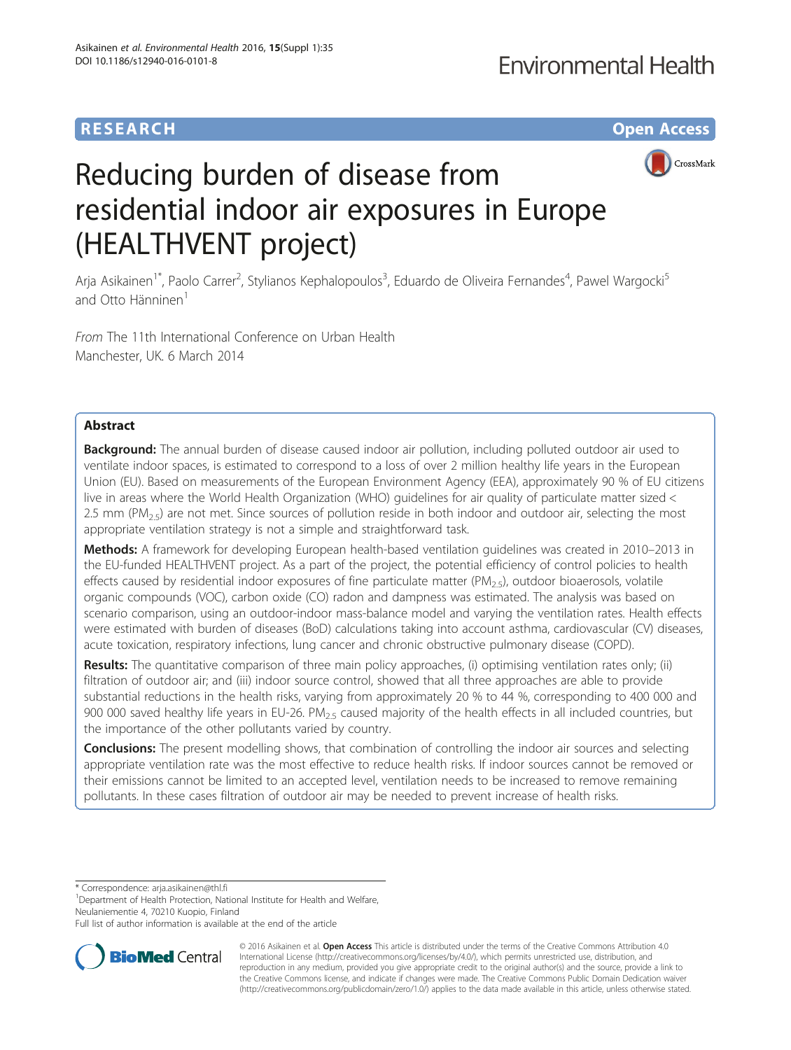RESEARCH Open Access

# Reducing burden of disease from residential indoor air exposures in Europe (HEALTHVENT project)

Arja Asikainen[1*], Paolo Carrer[2], Stylianos Kephalopoulos[3], Eduardo de Oliveira Fernandes[4], Pawel Wargocki[5] and Otto Hänninen[1]

*From* The 11th International Conference on Urban Health
Manchester, UK. 6 March 2014

## Abstract

**Background:** The annual burden of disease caused indoor air pollution, including polluted outdoor air used to ventilate indoor spaces, is estimated to correspond to a loss of over 2 million healthy life years in the European Union (EU). Based on measurements of the European Environment Agency (EEA), approximately 90 % of EU citizens live in areas where the World Health Organization (WHO) guidelines for air quality of particulate matter sized < 2.5 mm ($PM_{2.5}$) are not met. Since sources of pollution reside in both indoor and outdoor air, selecting the most appropriate ventilation strategy is not a simple and straightforward task.

**Methods:** A framework for developing European health-based ventilation guidelines was created in 2010–2013 in the EU-funded HEALTHVENT project. As a part of the project, the potential efficiency of control policies to health effects caused by residential indoor exposures of fine particulate matter ($PM_{2.5}$), outdoor bioaerosols, volatile organic compounds (VOC), carbon oxide (CO) radon and dampness was estimated. The analysis was based on scenario comparison, using an outdoor-indoor mass-balance model and varying the ventilation rates. Health effects were estimated with burden of diseases (BoD) calculations taking into account asthma, cardiovascular (CV) diseases, acute toxication, respiratory infections, lung cancer and chronic obstructive pulmonary disease (COPD).

**Results:** The quantitative comparison of three main policy approaches, (i) optimising ventilation rates only; (ii) filtration of outdoor air; and (iii) indoor source control, showed that all three approaches are able to provide substantial reductions in the health risks, varying from approximately 20 % to 44 %, corresponding to 400 000 and 900 000 saved healthy life years in EU-26. $PM_{2.5}$ caused majority of the health effects in all included countries, but the importance of the other pollutants varied by country.

**Conclusions:** The present modelling shows, that combination of controlling the indoor air sources and selecting appropriate ventilation rate was the most effective to reduce health risks. If indoor sources cannot be removed or their emissions cannot be limited to an accepted level, ventilation needs to be increased to remove remaining pollutants. In these cases filtration of outdoor air may be needed to prevent increase of health risks.

\* Correspondence: arja.asikainen@thl.fi
[1]Department of Health Protection, National Institute for Health and Welfare, Neulaniementie 4, 70210 Kuopio, Finland
Full list of author information is available at the end of the article

© 2016 Asikainen et al. **Open Access** This article is distributed under the terms of the Creative Commons Attribution 4.0 International License (http://creativecommons.org/licenses/by/4.0/), which permits unrestricted use, distribution, and reproduction in any medium, provided you give appropriate credit to the original author(s) and the source, provide a link to the Creative Commons license, and indicate if changes were made. The Creative Commons Public Domain Dedication waiver (http://creativecommons.org/publicdomain/zero/1.0/) applies to the data made available in this article, unless otherwise stated.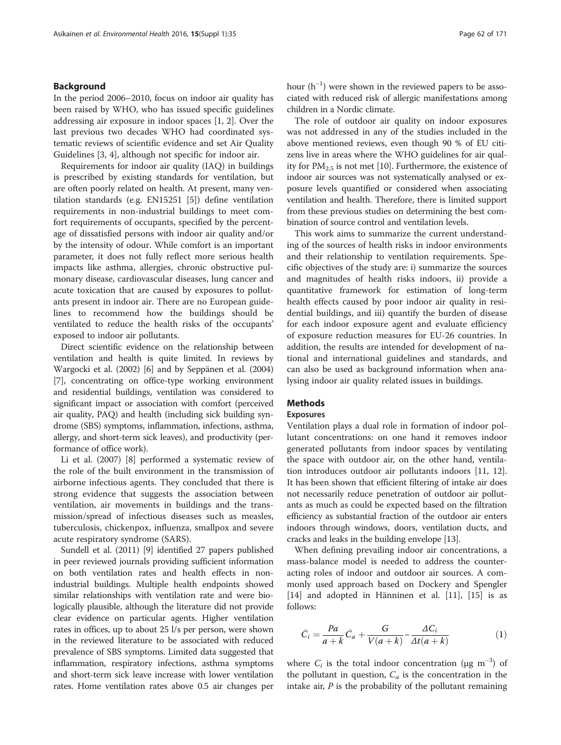## Background

In the period 2006–2010, focus on indoor air quality has been raised by WHO, who has issued specific guidelines addressing air exposure in indoor spaces [1, 2]. Over the last previous two decades WHO had coordinated systematic reviews of scientific evidence and set Air Quality Guidelines [3, 4], although not specific for indoor air.

Requirements for indoor air quality (IAQ) in buildings is prescribed by existing standards for ventilation, but are often poorly related on health. At present, many ventilation standards (e.g. EN15251 [5]) define ventilation requirements in non-industrial buildings to meet comfort requirements of occupants, specified by the percentage of dissatisfied persons with indoor air quality and/or by the intensity of odour. While comfort is an important parameter, it does not fully reflect more serious health impacts like asthma, allergies, chronic obstructive pulmonary disease, cardiovascular diseases, lung cancer and acute toxication that are caused by exposures to pollutants present in indoor air. There are no European guidelines to recommend how the buildings should be ventilated to reduce the health risks of the occupants' exposed to indoor air pollutants.

Direct scientific evidence on the relationship between ventilation and health is quite limited. In reviews by Wargocki et al. (2002) [6] and by Seppänen et al. (2004) [7], concentrating on office-type working environment and residential buildings, ventilation was considered to significant impact or association with comfort (perceived air quality, PAQ) and health (including sick building syndrome (SBS) symptoms, inflammation, infections, asthma, allergy, and short-term sick leaves), and productivity (performance of office work).

Li et al. (2007) [8] performed a systematic review of the role of the built environment in the transmission of airborne infectious agents. They concluded that there is strong evidence that suggests the association between ventilation, air movements in buildings and the transmission/spread of infectious diseases such as measles, tuberculosis, chickenpox, influenza, smallpox and severe acute respiratory syndrome (SARS).

Sundell et al. (2011) [9] identified 27 papers published in peer reviewed journals providing sufficient information on both ventilation rates and health effects in non-industrial buildings. Multiple health endpoints showed similar relationships with ventilation rate and were biologically plausible, although the literature did not provide clear evidence on particular agents. Higher ventilation rates in offices, up to about 25 l/s per person, were shown in the reviewed literature to be associated with reduced prevalence of SBS symptoms. Limited data suggested that inflammation, respiratory infections, asthma symptoms and short-term sick leave increase with lower ventilation rates. Home ventilation rates above 0.5 air changes per hour ($h^{-1}$) were shown in the reviewed papers to be associated with reduced risk of allergic manifestations among children in a Nordic climate.

The role of outdoor air quality on indoor exposures was not addressed in any of the studies included in the above mentioned reviews, even though 90 % of EU citizens live in areas where the WHO guidelines for air quality for $PM_{2.5}$ is not met [10]. Furthermore, the existence of indoor air sources was not systematically analysed or exposure levels quantified or considered when associating ventilation and health. Therefore, there is limited support from these previous studies on determining the best combination of source control and ventilation levels.

This work aims to summarize the current understanding of the sources of health risks in indoor environments and their relationship to ventilation requirements. Specific objectives of the study are: i) summarize the sources and magnitudes of health risks indoors, ii) provide a quantitative framework for estimation of long-term health effects caused by poor indoor air quality in residential buildings, and iii) quantify the burden of disease for each indoor exposure agent and evaluate efficiency of exposure reduction measures for EU-26 countries. In addition, the results are intended for development of national and international guidelines and standards, and can also be used as background information when analysing indoor air quality related issues in buildings.

## Methods

### Exposures

Ventilation plays a dual role in formation of indoor pollutant concentrations: on one hand it removes indoor generated pollutants from indoor spaces by ventilating the space with outdoor air, on the other hand, ventilation introduces outdoor air pollutants indoors [11, 12]. It has been shown that efficient filtering of intake air does not necessarily reduce penetration of outdoor air pollutants as much as could be expected based on the filtration efficiency as substantial fraction of the outdoor air enters indoors through windows, doors, ventilation ducts, and cracks and leaks in the building envelope [13].

When defining prevailing indoor air concentrations, a mass-balance model is needed to address the counteracting roles of indoor and outdoor air sources. A commonly used approach based on Dockery and Spengler [14] and adopted in Hänninen et al. [11], [15] is as follows:

$$\bar{C}_i = \frac{Pa}{a+k}\bar{C}_a + \frac{G}{V(a+k)} - \frac{\Delta C_i}{\Delta t(a+k)} \tag{1}$$

where $C_i$ is the total indoor concentration (μg $m^{-3}$) of the pollutant in question, $C_a$ is the concentration in the intake air, $P$ is the probability of the pollutant remaining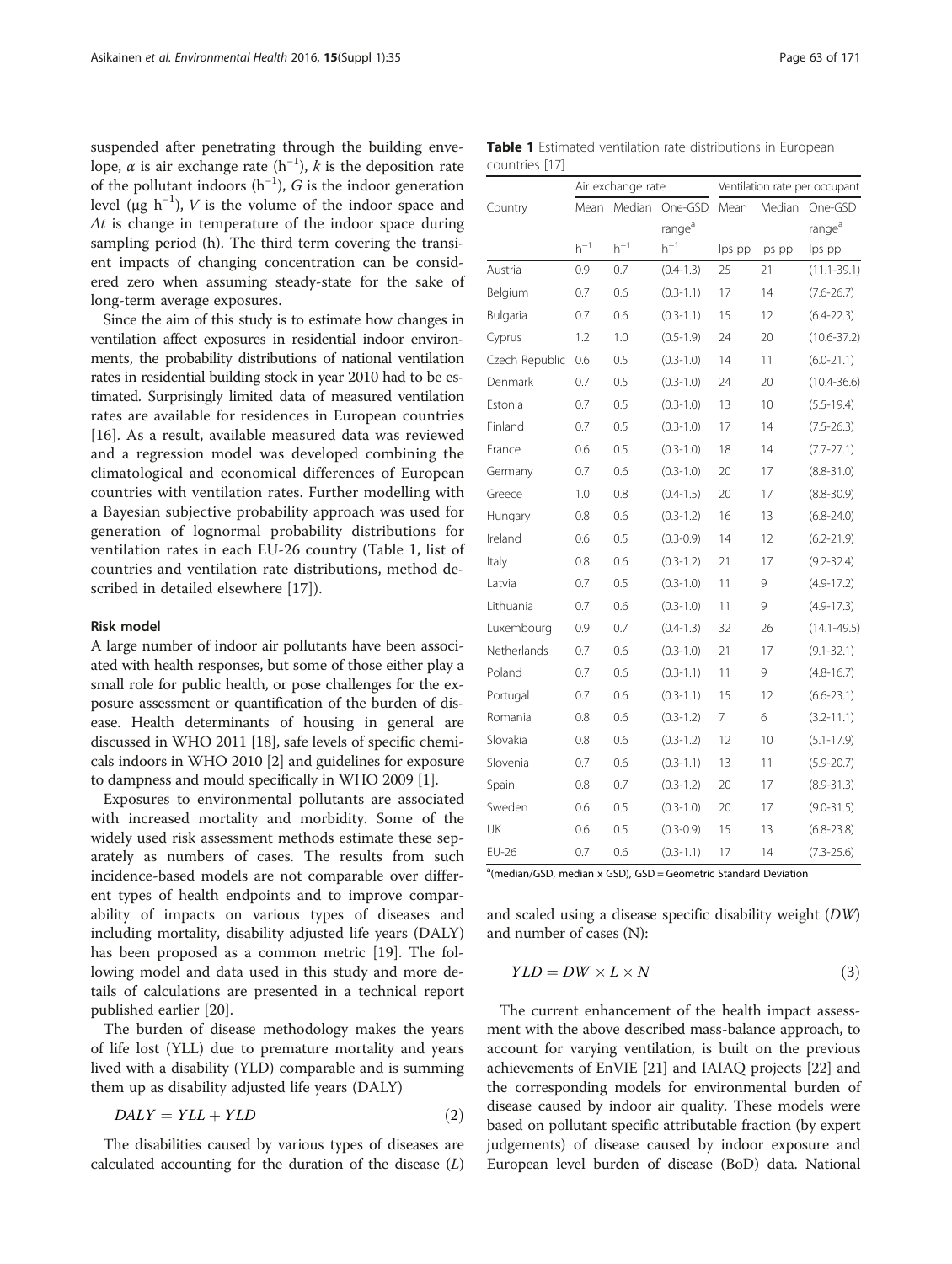suspended after penetrating through the building envelope, $\alpha$ is air exchange rate ($h^{-1}$), $k$ is the deposition rate of the pollutant indoors ($h^{-1}$), $G$ is the indoor generation level ($\mu g\ h^{-1}$), $V$ is the volume of the indoor space and $\Delta t$ is change in temperature of the indoor space during sampling period (h). The third term covering the transient impacts of changing concentration can be considered zero when assuming steady-state for the sake of long-term average exposures.

Since the aim of this study is to estimate how changes in ventilation affect exposures in residential indoor environments, the probability distributions of national ventilation rates in residential building stock in year 2010 had to be estimated. Surprisingly limited data of measured ventilation rates are available for residences in European countries [16]. As a result, available measured data was reviewed and a regression model was developed combining the climatological and economical differences of European countries with ventilation rates. Further modelling with a Bayesian subjective probability approach was used for generation of lognormal probability distributions for ventilation rates in each EU-26 country (Table 1, list of countries and ventilation rate distributions, method described in detailed elsewhere [17]).

**Table 1** Estimated ventilation rate distributions in European countries [17]

| Country | Air exchange rate | | | Ventilation rate per occupant | | |
|---|---|---|---|---|---|---|
| | Mean | Median | One-GSD range[a] | Mean | Median | One-GSD range[a] |
| | $h^{-1}$ | $h^{-1}$ | $h^{-1}$ | lps pp | lps pp | lps pp |
| Austria | 0.9 | 0.7 | (0.4-1.3) | 25 | 21 | (11.1-39.1) |
| Belgium | 0.7 | 0.6 | (0.3-1.1) | 17 | 14 | (7.6-26.7) |
| Bulgaria | 0.7 | 0.6 | (0.3-1.1) | 15 | 12 | (6.4-22.3) |
| Cyprus | 1.2 | 1.0 | (0.5-1.9) | 24 | 20 | (10.6-37.2) |
| Czech Republic | 0.6 | 0.5 | (0.3-1.0) | 14 | 11 | (6.0-21.1) |
| Denmark | 0.7 | 0.5 | (0.3-1.0) | 24 | 20 | (10.4-36.6) |
| Estonia | 0.7 | 0.5 | (0.3-1.0) | 13 | 10 | (5.5-19.4) |
| Finland | 0.7 | 0.5 | (0.3-1.0) | 17 | 14 | (7.5-26.3) |
| France | 0.6 | 0.5 | (0.3-1.0) | 18 | 14 | (7.7-27.1) |
| Germany | 0.7 | 0.6 | (0.3-1.0) | 20 | 17 | (8.8-31.0) |
| Greece | 1.0 | 0.8 | (0.4-1.5) | 20 | 17 | (8.8-30.9) |
| Hungary | 0.8 | 0.6 | (0.3-1.2) | 16 | 13 | (6.8-24.0) |
| Ireland | 0.6 | 0.5 | (0.3-0.9) | 14 | 12 | (6.2-21.9) |
| Italy | 0.8 | 0.6 | (0.3-1.2) | 21 | 17 | (9.2-32.4) |
| Latvia | 0.7 | 0.5 | (0.3-1.0) | 11 | 9 | (4.9-17.2) |
| Lithuania | 0.7 | 0.6 | (0.3-1.0) | 11 | 9 | (4.9-17.3) |
| Luxembourg | 0.9 | 0.7 | (0.4-1.3) | 32 | 26 | (14.1-49.5) |
| Netherlands | 0.7 | 0.6 | (0.3-1.0) | 21 | 17 | (9.1-32.1) |
| Poland | 0.7 | 0.6 | (0.3-1.1) | 11 | 9 | (4.8-16.7) |
| Portugal | 0.7 | 0.6 | (0.3-1.1) | 15 | 12 | (6.6-23.1) |
| Romania | 0.8 | 0.6 | (0.3-1.2) | 7 | 6 | (3.2-11.1) |
| Slovakia | 0.8 | 0.6 | (0.3-1.2) | 12 | 10 | (5.1-17.9) |
| Slovenia | 0.7 | 0.6 | (0.3-1.1) | 13 | 11 | (5.9-20.7) |
| Spain | 0.8 | 0.7 | (0.3-1.2) | 20 | 17 | (8.9-31.3) |
| Sweden | 0.6 | 0.5 | (0.3-1.0) | 20 | 17 | (9.0-31.5) |
| UK | 0.6 | 0.5 | (0.3-0.9) | 15 | 13 | (6.8-23.8) |
| EU-26 | 0.7 | 0.6 | (0.3-1.1) | 17 | 14 | (7.3-25.6) |

[a](median/GSD, median x GSD), GSD = Geometric Standard Deviation

### Risk model

A large number of indoor air pollutants have been associated with health responses, but some of those either play a small role for public health, or pose challenges for the exposure assessment or quantification of the burden of disease. Health determinants of housing in general are discussed in WHO 2011 [18], safe levels of specific chemicals indoors in WHO 2010 [2] and guidelines for exposure to dampness and mould specifically in WHO 2009 [1].

Exposures to environmental pollutants are associated with increased mortality and morbidity. Some of the widely used risk assessment methods estimate these separately as numbers of cases. The results from such incidence-based models are not comparable over different types of health endpoints and to improve comparability of impacts on various types of diseases and including mortality, disability adjusted life years (DALY) has been proposed as a common metric [19]. The following model and data used in this study and more details of calculations are presented in a technical report published earlier [20].

The burden of disease methodology makes the years of life lost (YLL) due to premature mortality and years lived with a disability (YLD) comparable and is summing them up as disability adjusted life years (DALY)

$$DALY = YLL + YLD \tag{2}$$

The disabilities caused by various types of diseases are calculated accounting for the duration of the disease ($L$) and scaled using a disease specific disability weight ($DW$) and number of cases (N):

$$YLD = DW \times L \times N \tag{3}$$

The current enhancement of the health impact assessment with the above described mass-balance approach, to account for varying ventilation, is built on the previous achievements of EnVIE [21] and IAIAQ projects [22] and the corresponding models for environmental burden of disease caused by indoor air quality. These models were based on pollutant specific attributable fraction (by expert judgements) of disease caused by indoor exposure and European level burden of disease (BoD) data. National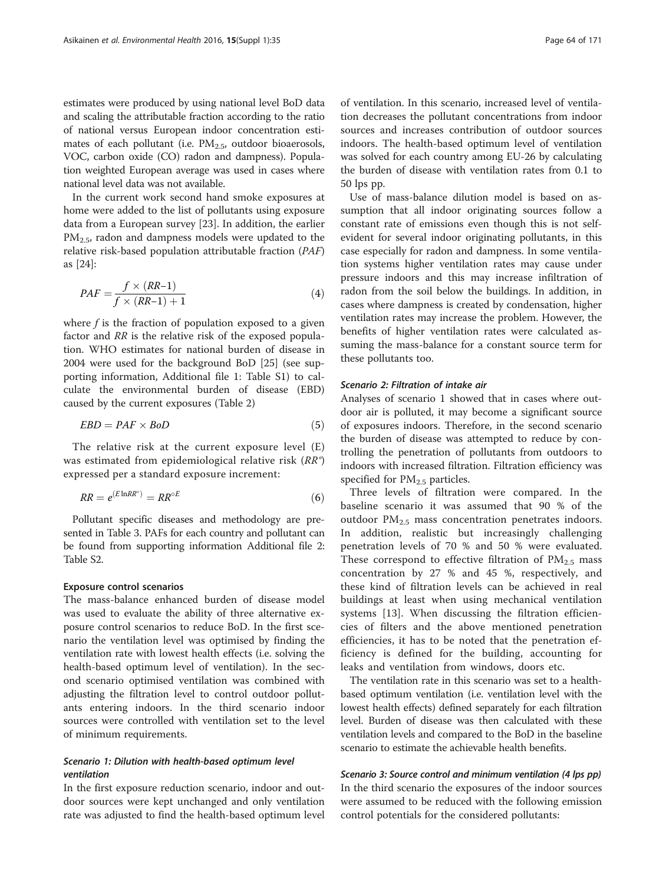estimates were produced by using national level BoD data and scaling the attributable fraction according to the ratio of national versus European indoor concentration estimates of each pollutant (i.e. $PM_{2.5}$, outdoor bioaerosols, VOC, carbon oxide (CO) radon and dampness). Population weighted European average was used in cases where national level data was not available.

In the current work second hand smoke exposures at home were added to the list of pollutants using exposure data from a European survey [23]. In addition, the earlier $PM_{2.5}$, radon and dampness models were updated to the relative risk-based population attributable fraction (*PAF*) as [24]:

$$PAF = \frac{f \times (RR-1)}{f \times (RR-1) + 1} \tag{4}$$

where $f$ is the fraction of population exposed to a given factor and $RR$ is the relative risk of the exposed population. WHO estimates for national burden of disease in 2004 were used for the background BoD [25] (see supporting information, Additional file 1: Table S1) to calculate the environmental burden of disease (EBD) caused by the current exposures (Table 2)

$$EBD = PAF \times BoD \tag{5}$$

The relative risk at the current exposure level (E) was estimated from epidemiological relative risk ($RR^{\circ}$) expressed per a standard exposure increment:

$$RR = e^{(E \ln RR^{\circ})} = RR^{\circ E} \tag{6}$$

Pollutant specific diseases and methodology are presented in Table 3. PAFs for each country and pollutant can be found from supporting information Additional file 2: Table S2.

#### Exposure control scenarios

The mass-balance enhanced burden of disease model was used to evaluate the ability of three alternative exposure control scenarios to reduce BoD. In the first scenario the ventilation level was optimised by finding the ventilation rate with lowest health effects (i.e. solving the health-based optimum level of ventilation). In the second scenario optimised ventilation was combined with adjusting the filtration level to control outdoor pollutants entering indoors. In the third scenario indoor sources were controlled with ventilation set to the level of minimum requirements.

##### *Scenario 1: Dilution with health-based optimum level ventilation*

In the first exposure reduction scenario, indoor and outdoor sources were kept unchanged and only ventilation rate was adjusted to find the health-based optimum level of ventilation. In this scenario, increased level of ventilation decreases the pollutant concentrations from indoor sources and increases contribution of outdoor sources indoors. The health-based optimum level of ventilation was solved for each country among EU-26 by calculating the burden of disease with ventilation rates from 0.1 to 50 lps pp.

Use of mass-balance dilution model is based on assumption that all indoor originating sources follow a constant rate of emissions even though this is not self-evident for several indoor originating pollutants, in this case especially for radon and dampness. In some ventilation systems higher ventilation rates may cause under pressure indoors and this may increase infiltration of radon from the soil below the buildings. In addition, in cases where dampness is created by condensation, higher ventilation rates may increase the problem. However, the benefits of higher ventilation rates were calculated assuming the mass-balance for a constant source term for these pollutants too.

##### *Scenario 2: Filtration of intake air*

Analyses of scenario 1 showed that in cases where outdoor air is polluted, it may become a significant source of exposures indoors. Therefore, in the second scenario the burden of disease was attempted to reduce by controlling the penetration of pollutants from outdoors to indoors with increased filtration. Filtration efficiency was specified for $PM_{2.5}$ particles.

Three levels of filtration were compared. In the baseline scenario it was assumed that 90 % of the outdoor $PM_{2.5}$ mass concentration penetrates indoors. In addition, realistic but increasingly challenging penetration levels of 70 % and 50 % were evaluated. These correspond to effective filtration of $PM_{2.5}$ mass concentration by 27 % and 45 %, respectively, and these kind of filtration levels can be achieved in real buildings at least when using mechanical ventilation systems [13]. When discussing the filtration efficiencies of filters and the above mentioned penetration efficiencies, it has to be noted that the penetration efficiency is defined for the building, accounting for leaks and ventilation from windows, doors etc.

The ventilation rate in this scenario was set to a health-based optimum ventilation (i.e. ventilation level with the lowest health effects) defined separately for each filtration level. Burden of disease was then calculated with these ventilation levels and compared to the BoD in the baseline scenario to estimate the achievable health benefits.

##### *Scenario 3: Source control and minimum ventilation (4 lps pp)*

In the third scenario the exposures of the indoor sources were assumed to be reduced with the following emission control potentials for the considered pollutants: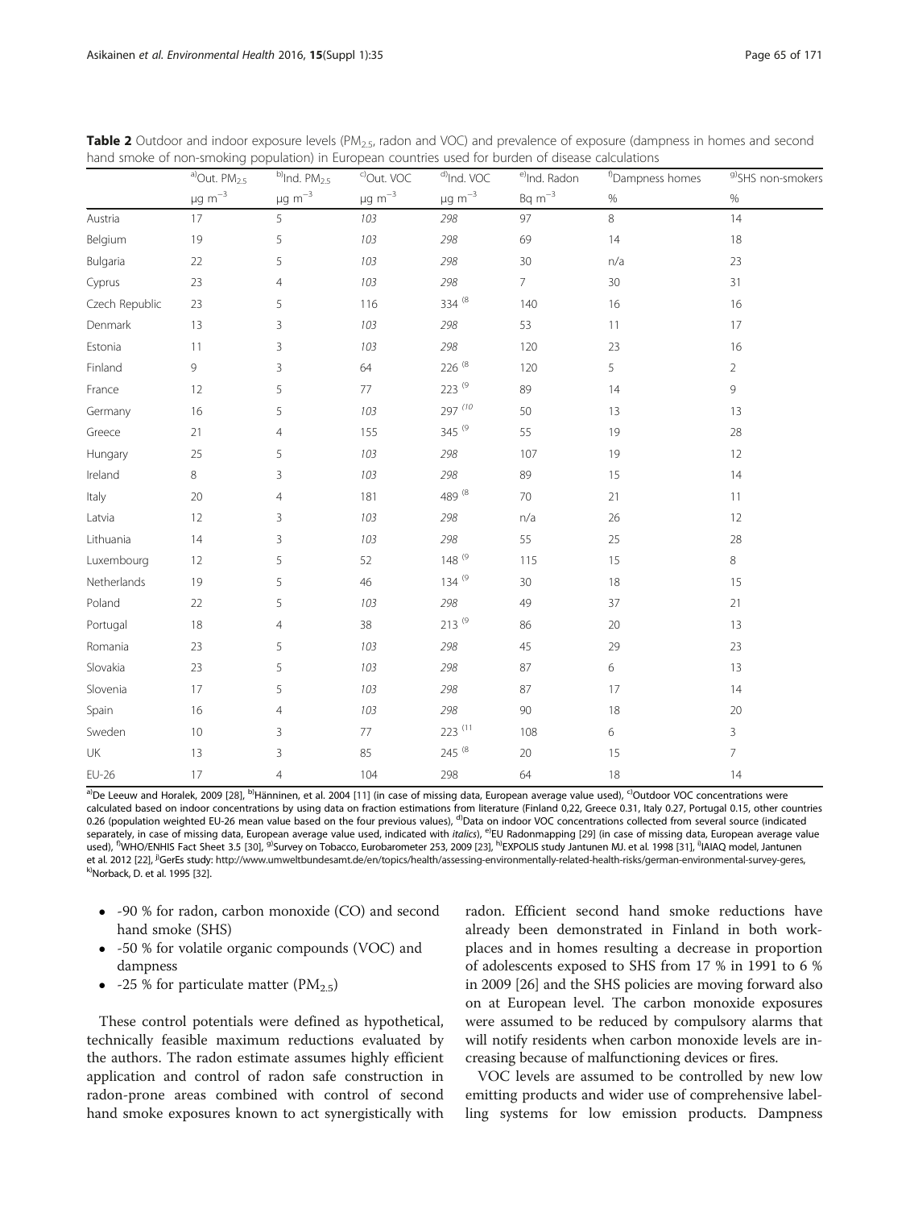**Table 2** Outdoor and indoor exposure levels ($PM_{2.5}$, radon and VOC) and prevalence of exposure (dampness in homes and second hand smoke of non-smoking population) in European countries used for burden of disease calculations

| | [a)]Out. $PM_{2.5}$ | [b)]Ind. $PM_{2.5}$ | [c)]Out. VOC | [d)]Ind. VOC | [e)]Ind. Radon | [f)]Dampness homes | [g)]SHS non-smokers |
|---|---|---|---|---|---|---|---|
| | $\mu g\ m^{-3}$ | $\mu g\ m^{-3}$ | $\mu g\ m^{-3}$ | $\mu g\ m^{-3}$ | $Bq\ m^{-3}$ | % | % |
| Austria | 17 | 5 | *103* | *298* | 97 | 8 | 14 |
| Belgium | 19 | 5 | *103* | *298* | 69 | 14 | 18 |
| Bulgaria | 22 | 5 | *103* | *298* | 30 | n/a | 23 |
| Cyprus | 23 | 4 | *103* | *298* | 7 | 30 | 31 |
| Czech Republic | 23 | 5 | 116 | 334 [(8] | 140 | 16 | 16 |
| Denmark | 13 | 3 | *103* | *298* | 53 | 11 | 17 |
| Estonia | 11 | 3 | *103* | *298* | 120 | 23 | 16 |
| Finland | 9 | 3 | 64 | 226 [(8] | 120 | 5 | 2 |
| France | 12 | 5 | 77 | 223 [(9] | 89 | 14 | 9 |
| Germany | 16 | 5 | *103* | 297 [(10] | 50 | 13 | 13 |
| Greece | 21 | 4 | 155 | 345 [(9] | 55 | 19 | 28 |
| Hungary | 25 | 5 | *103* | *298* | 107 | 19 | 12 |
| Ireland | 8 | 3 | *103* | *298* | 89 | 15 | 14 |
| Italy | 20 | 4 | 181 | 489 [(8] | 70 | 21 | 11 |
| Latvia | 12 | 3 | *103* | *298* | n/a | 26 | 12 |
| Lithuania | 14 | 3 | *103* | *298* | 55 | 25 | 28 |
| Luxembourg | 12 | 5 | 52 | 148 [(9] | 115 | 15 | 8 |
| Netherlands | 19 | 5 | 46 | 134 [(9] | 30 | 18 | 15 |
| Poland | 22 | 5 | *103* | *298* | 49 | 37 | 21 |
| Portugal | 18 | 4 | 38 | 213 [(9] | 86 | 20 | 13 |
| Romania | 23 | 5 | *103* | *298* | 45 | 29 | 23 |
| Slovakia | 23 | 5 | *103* | *298* | 87 | 6 | 13 |
| Slovenia | 17 | 5 | *103* | *298* | 87 | 17 | 14 |
| Spain | 16 | 4 | *103* | *298* | 90 | 18 | 20 |
| Sweden | 10 | 3 | 77 | 223 [(11] | 108 | 6 | 3 |
| UK | 13 | 3 | 85 | 245 [(8] | 20 | 15 | 7 |
| EU-26 | 17 | 4 | 104 | 298 | 64 | 18 | 14 |

[a)]De Leeuw and Horalek, 2009 [28], [b)]Hänninen, et al. 2004 [11] (in case of missing data, European average value used), [c)]Outdoor VOC concentrations were calculated based on indoor concentrations by using data on fraction estimations from literature (Finland 0,22, Greece 0.31, Italy 0.27, Portugal 0.15, other countries 0.26 (population weighted EU-26 mean value based on the four previous values), [d)]Data on indoor VOC concentrations collected from several source (indicated separately, in case of missing data, European average value used, indicated with *italics*), [e)]EU Radonmapping [29] (in case of missing data, European average value used), [f)]WHO/ENHIS Fact Sheet 3.5 [30], [g)]Survey on Tobacco, Eurobarometer 253, 2009 [23], [h)]EXPOLIS study Jantunen MJ. et al. 1998 [31], [i)]IAIAQ model, Jantunen et al. 2012 [22], [j)]GerEs study: http://www.umweltbundesamt.de/en/topics/health/assessing-environmentally-related-health-risks/german-environmental-survey-geres, [k)]Norback, D. et al. 1995 [32].

- -90 % for radon, carbon monoxide (CO) and second hand smoke (SHS)
- -50 % for volatile organic compounds (VOC) and dampness
- -25 % for particulate matter ($PM_{2.5}$)

These control potentials were defined as hypothetical, technically feasible maximum reductions evaluated by the authors. The radon estimate assumes highly efficient application and control of radon safe construction in radon-prone areas combined with control of second hand smoke exposures known to act synergistically with radon. Efficient second hand smoke reductions have already been demonstrated in Finland in both workplaces and in homes resulting a decrease in proportion of adolescents exposed to SHS from 17 % in 1991 to 6 % in 2009 [26] and the SHS policies are moving forward also on at European level. The carbon monoxide exposures were assumed to be reduced by compulsory alarms that will notify residents when carbon monoxide levels are increasing because of malfunctioning devices or fires.

VOC levels are assumed to be controlled by new low emitting products and wider use of comprehensive labelling systems for low emission products. Dampness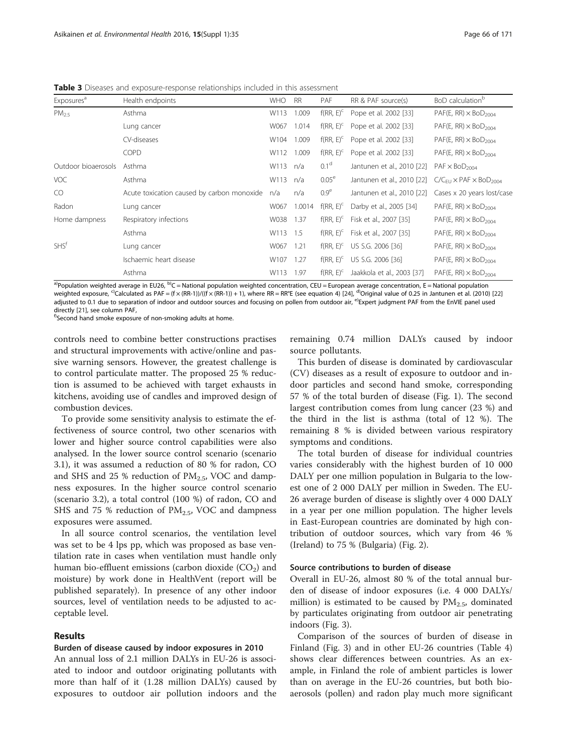**Table 3** Diseases and exposure-response relationships included in this assessment

| Exposures[a] | Health endpoints | WHO | RR | PAF | RR & PAF source(s) | BoD calculation[b] |
|---|---|---|---|---|---|---|
| $PM_{2.5}$ | Asthma | W113 | 1.009 | f(RR, E)[c] | Pope et al. 2002 [33] | PAF(E, RR) × $BoD_{2004}$ |
| | Lung cancer | W067 | 1.014 | f(RR, E)[c] | Pope et al. 2002 [33] | PAF(E, RR) × $BoD_{2004}$ |
| | CV-diseases | W104 | 1.009 | f(RR, E)[c] | Pope et al. 2002 [33] | PAF(E, RR) × $BoD_{2004}$ |
| | COPD | W112 | 1.009 | f(RR, E)[c] | Pope et al. 2002 [33] | PAF(E, RR) × $BoD_{2004}$ |
| Outdoor bioaerosols | Asthma | W113 | n/a | 0.1[d] | Jantunen et al., 2010 [22] | PAF × $BoD_{2004}$ |
| VOC | Asthma | W113 | n/a | 0.05[e] | Jantunen et al., 2010 [22] | $C/C_{EU}$ × PAF × $BoD_{2004}$ |
| CO | Acute toxication caused by carbon monoxide | n/a | n/a | 0.9[e] | Jantunen et al., 2010 [22] | Cases x 20 years lost/case |
| Radon | Lung cancer | W067 | 1.0014 | f(RR, E)[c] | Darby et al., 2005 [34] | PAF(E, RR) × $BoD_{2004}$ |
| Home dampness | Respiratory infections | W038 | 1.37 | f(RR, E)[c] | Fisk et al., 2007 [35] | PAF(E, RR) × $BoD_{2004}$ |
| | Asthma | W113 | 1.5 | f(RR, E)[c] | Fisk et al., 2007 [35] | PAF(E, RR) × $BoD_{2004}$ |
| SHS[f] | Lung cancer | W067 | 1.21 | f(RR, E)[c] | US S.G. 2006 [36] | PAF(E, RR) × $BoD_{2004}$ |
| | Ischaemic heart disease | W107 | 1.27 | f(RR, E)[c] | US S.G. 2006 [36] | PAF(E, RR) × $BoD_{2004}$ |
| | Asthma | W113 | 1.97 | f(RR, E)[c] | Jaakkola et al., 2003 [37] | PAF(E, RR) × $BoD_{2004}$ |

[a)]Population weighted average in EU26, [b)]C = National population weighted concentration, CEU = European average concentration, E = National population weighted exposure, [c)]Calculated as PAF = (f × (RR-1))/((f × (RR-1)) + 1), where RR = RR^E (see equation 4) [24], [d)]Original value of 0.25 in Jantunen et al. (2010) [22] adjusted to 0.1 due to separation of indoor and outdoor sources and focusing on pollen from outdoor air, [e)]Expert judgment PAF from the EnVIE panel used directly [21], see column PAF,
[f)]Second hand smoke exposure of non-smoking adults at home.

controls need to combine better constructions practises and structural improvements with active/online and passive warning sensors. However, the greatest challenge is to control particulate matter. The proposed 25 % reduction is assumed to be achieved with target exhausts in kitchens, avoiding use of candles and improved design of combustion devices.

To provide some sensitivity analysis to estimate the effectiveness of source control, two other scenarios with lower and higher source control capabilities were also analysed. In the lower source control scenario (scenario 3.1), it was assumed a reduction of 80 % for radon, CO and SHS and 25 % reduction of $PM_{2.5}$, VOC and dampness exposures. In the higher source control scenario (scenario 3.2), a total control (100 %) of radon, CO and SHS and 75 % reduction of $PM_{2.5}$, VOC and dampness exposures were assumed.

In all source control scenarios, the ventilation level was set to be 4 lps pp, which was proposed as base ventilation rate in cases when ventilation must handle only human bio-effluent emissions (carbon dioxide ($CO_2$) and moisture) by work done in HealthVent (report will be published separately). In presence of any other indoor sources, level of ventilation needs to be adjusted to acceptable level.

## Results

### Burden of disease caused by indoor exposures in 2010

An annual loss of 2.1 million DALYs in EU-26 is associated to indoor and outdoor originating pollutants with more than half of it (1.28 million DALYs) caused by exposures to outdoor air pollution indoors and the remaining 0.74 million DALYs caused by indoor source pollutants.

This burden of disease is dominated by cardiovascular (CV) diseases as a result of exposure to outdoor and indoor particles and second hand smoke, corresponding 57 % of the total burden of disease (Fig. 1). The second largest contribution comes from lung cancer (23 %) and the third in the list is asthma (total of 12 %). The remaining 8 % is divided between various respiratory symptoms and conditions.

The total burden of disease for individual countries varies considerably with the highest burden of 10 000 DALY per one million population in Bulgaria to the lowest one of 2 000 DALY per million in Sweden. The EU-26 average burden of disease is slightly over 4 000 DALY in a year per one million population. The higher levels in East-European countries are dominated by high contribution of outdoor sources, which vary from 46 % (Ireland) to 75 % (Bulgaria) (Fig. 2).

### Source contributions to burden of disease

Overall in EU-26, almost 80 % of the total annual burden of disease of indoor exposures (i.e. 4 000 DALYs/ million) is estimated to be caused by $PM_{2.5}$, dominated by particulates originating from outdoor air penetrating indoors (Fig. 3).

Comparison of the sources of burden of disease in Finland (Fig. 3) and in other EU-26 countries (Table 4) shows clear differences between countries. As an example, in Finland the role of ambient particles is lower than on average in the EU-26 countries, but both bioaerosols (pollen) and radon play much more significant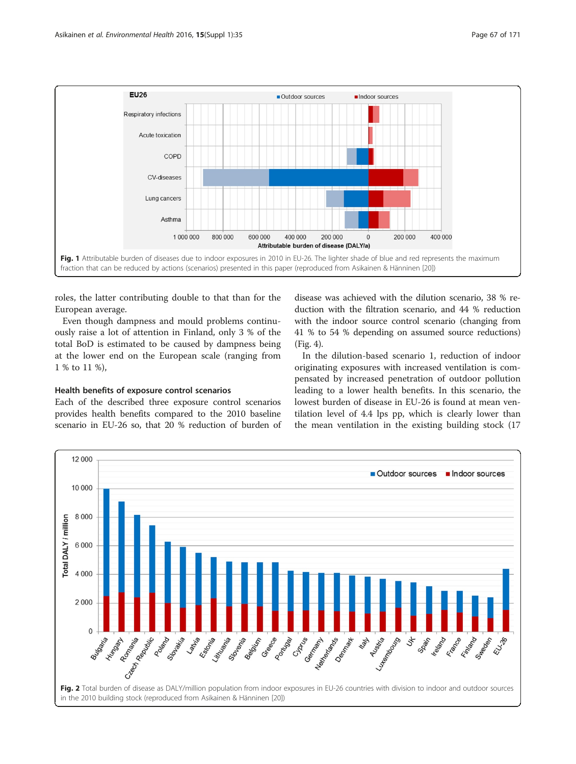Fig. 1 Attributable burden of diseases due to indoor exposures in 2010 in EU-26. The lighter shade of blue and red represents the maximum fraction that can be reduced by actions (scenarios) presented in this paper (reproduced from Asikainen & Hänninen [20])

roles, the latter contributing double to that than for the European average.

Even though dampness and mould problems continuously raise a lot of attention in Finland, only 3 % of the total BoD is estimated to be caused by dampness being at the lower end on the European scale (ranging from 1 % to 11 %),

### Health benefits of exposure control scenarios

Each of the described three exposure control scenarios provides health benefits compared to the 2010 baseline scenario in EU-26 so, that 20 % reduction of burden of disease was achieved with the dilution scenario, 38 % reduction with the filtration scenario, and 44 % reduction with the indoor source control scenario (changing from 41 % to 54 % depending on assumed source reductions) (Fig. 4).

In the dilution-based scenario 1, reduction of indoor originating exposures with increased ventilation is compensated by increased penetration of outdoor pollution leading to a lower health benefits. In this scenario, the lowest burden of disease in EU-26 is found at mean ventilation level of 4.4 lps pp, which is clearly lower than the mean ventilation in the existing building stock (17

Fig. 2 Total burden of disease as DALY/million population from indoor exposures in EU-26 countries with division to indoor and outdoor sources in the 2010 building stock (reproduced from Asikainen & Hänninen [20])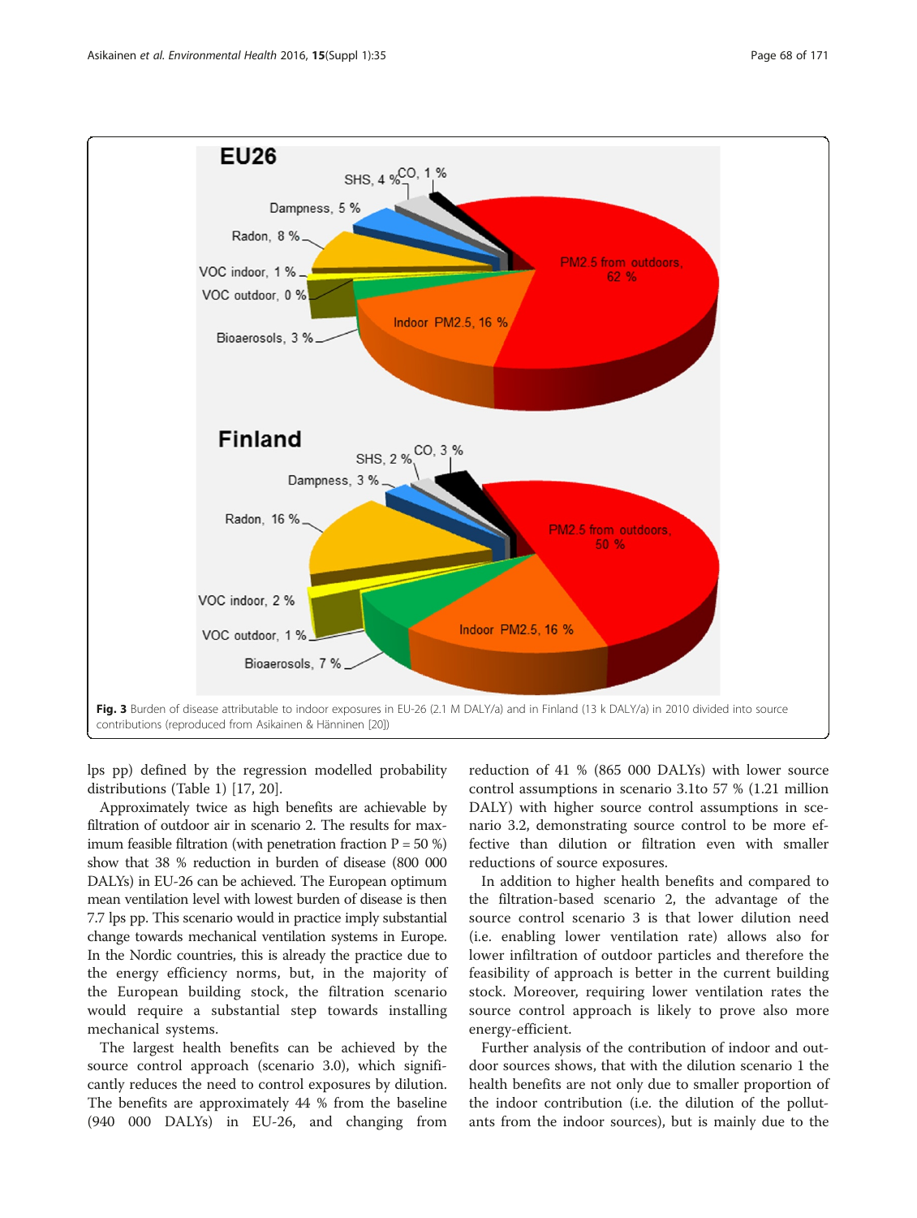Fig. 3 Burden of disease attributable to indoor exposures in EU-26 (2.1 M DALY/a) and in Finland (13 k DALY/a) in 2010 divided into source contributions (reproduced from Asikainen & Hänninen [20])

lps pp) defined by the regression modelled probability distributions (Table 1) [17, 20].

Approximately twice as high benefits are achievable by filtration of outdoor air in scenario 2. The results for maximum feasible filtration (with penetration fraction P = 50 %) show that 38 % reduction in burden of disease (800 000 DALYs) in EU-26 can be achieved. The European optimum mean ventilation level with lowest burden of disease is then 7.7 lps pp. This scenario would in practice imply substantial change towards mechanical ventilation systems in Europe. In the Nordic countries, this is already the practice due to the energy efficiency norms, but, in the majority of the European building stock, the filtration scenario would require a substantial step towards installing mechanical systems.

The largest health benefits can be achieved by the source control approach (scenario 3.0), which significantly reduces the need to control exposures by dilution. The benefits are approximately 44 % from the baseline (940 000 DALYs) in EU-26, and changing from reduction of 41 % (865 000 DALYs) with lower source control assumptions in scenario 3.1to 57 % (1.21 million DALY) with higher source control assumptions in scenario 3.2, demonstrating source control to be more effective than dilution or filtration even with smaller reductions of source exposures.

In addition to higher health benefits and compared to the filtration-based scenario 2, the advantage of the source control scenario 3 is that lower dilution need (i.e. enabling lower ventilation rate) allows also for lower infiltration of outdoor particles and therefore the feasibility of approach is better in the current building stock. Moreover, requiring lower ventilation rates the source control approach is likely to prove also more energy-efficient.

Further analysis of the contribution of indoor and outdoor sources shows, that with the dilution scenario 1 the health benefits are not only due to smaller proportion of the indoor contribution (i.e. the dilution of the pollutants from the indoor sources), but is mainly due to the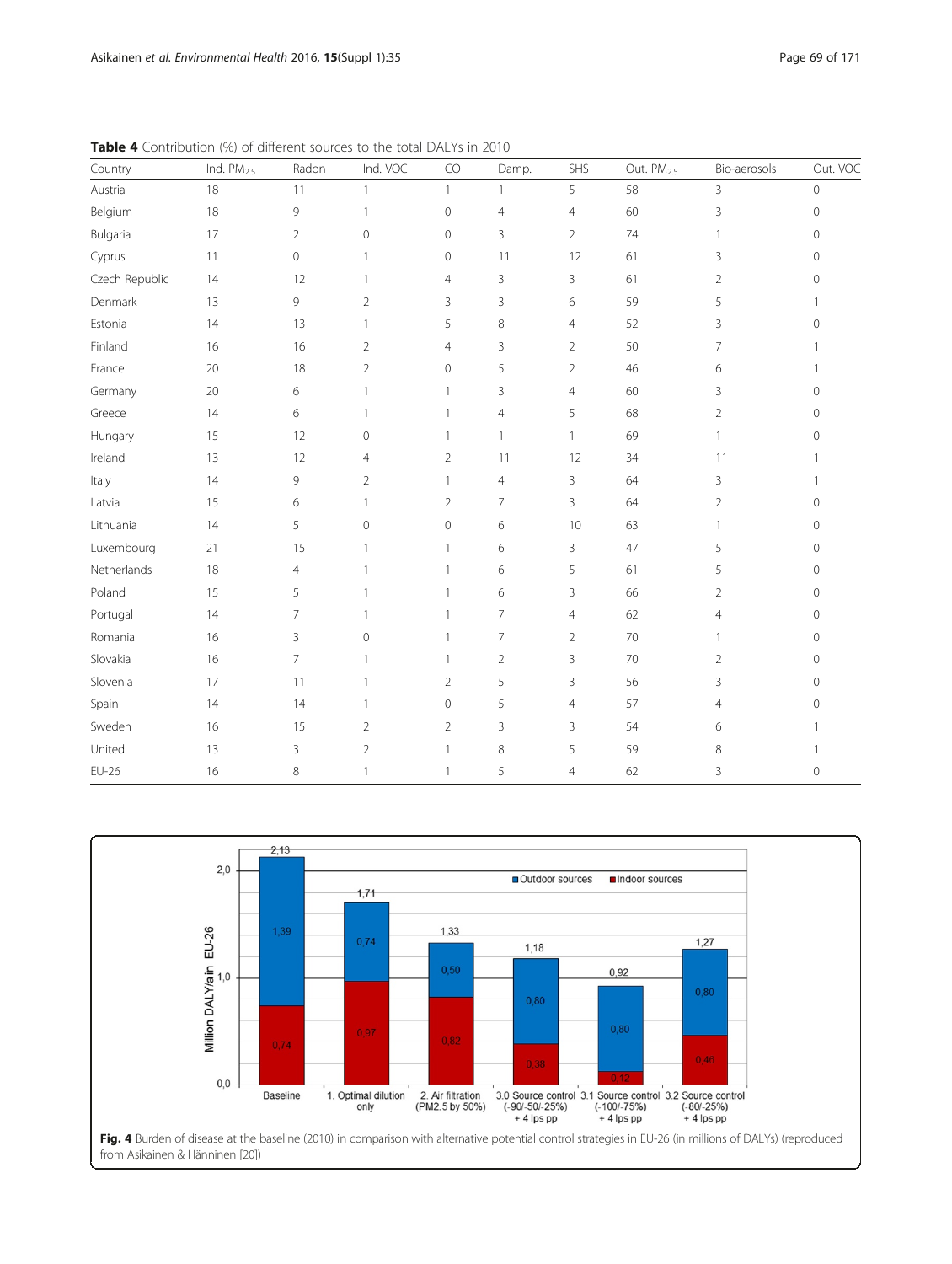**Table 4** Contribution (%) of different sources to the total DALYs in 2010

| Country | Ind. $PM_{2.5}$ | Radon | Ind. VOC | CO | Damp. | SHS | Out. $PM_{2.5}$ | Bio-aerosols | Out. VOC |
|---|---|---|---|---|---|---|---|---|---|
| Austria | 18 | 11 | 1 | 1 | 1 | 5 | 58 | 3 | 0 |
| Belgium | 18 | 9 | 1 | 0 | 4 | 4 | 60 | 3 | 0 |
| Bulgaria | 17 | 2 | 0 | 0 | 3 | 2 | 74 | 1 | 0 |
| Cyprus | 11 | 0 | 1 | 0 | 11 | 12 | 61 | 3 | 0 |
| Czech Republic | 14 | 12 | 1 | 4 | 3 | 3 | 61 | 2 | 0 |
| Denmark | 13 | 9 | 2 | 3 | 3 | 6 | 59 | 5 | 1 |
| Estonia | 14 | 13 | 1 | 5 | 8 | 4 | 52 | 3 | 0 |
| Finland | 16 | 16 | 2 | 4 | 3 | 2 | 50 | 7 | 1 |
| France | 20 | 18 | 2 | 0 | 5 | 2 | 46 | 6 | 1 |
| Germany | 20 | 6 | 1 | 1 | 3 | 4 | 60 | 3 | 0 |
| Greece | 14 | 6 | 1 | 1 | 4 | 5 | 68 | 2 | 0 |
| Hungary | 15 | 12 | 0 | 1 | 1 | 1 | 69 | 1 | 0 |
| Ireland | 13 | 12 | 4 | 2 | 11 | 12 | 34 | 11 | 1 |
| Italy | 14 | 9 | 2 | 1 | 4 | 3 | 64 | 3 | 1 |
| Latvia | 15 | 6 | 1 | 2 | 7 | 3 | 64 | 2 | 0 |
| Lithuania | 14 | 5 | 0 | 0 | 6 | 10 | 63 | 1 | 0 |
| Luxembourg | 21 | 15 | 1 | 1 | 6 | 3 | 47 | 5 | 0 |
| Netherlands | 18 | 4 | 1 | 1 | 6 | 5 | 61 | 5 | 0 |
| Poland | 15 | 5 | 1 | 1 | 6 | 3 | 66 | 2 | 0 |
| Portugal | 14 | 7 | 1 | 1 | 7 | 4 | 62 | 4 | 0 |
| Romania | 16 | 3 | 0 | 1 | 7 | 2 | 70 | 1 | 0 |
| Slovakia | 16 | 7 | 1 | 1 | 2 | 3 | 70 | 2 | 0 |
| Slovenia | 17 | 11 | 1 | 2 | 5 | 3 | 56 | 3 | 0 |
| Spain | 14 | 14 | 1 | 0 | 5 | 4 | 57 | 4 | 0 |
| Sweden | 16 | 15 | 2 | 2 | 3 | 3 | 54 | 6 | 1 |
| United | 13 | 3 | 2 | 1 | 8 | 5 | 59 | 8 | 1 |
| EU-26 | 16 | 8 | 1 | 1 | 5 | 4 | 62 | 3 | 0 |

**Fig. 4** Burden of disease at the baseline (2010) in comparison with alternative potential control strategies in EU-26 (in millions of DALYs) (reproduced from Asikainen & Hänninen [20])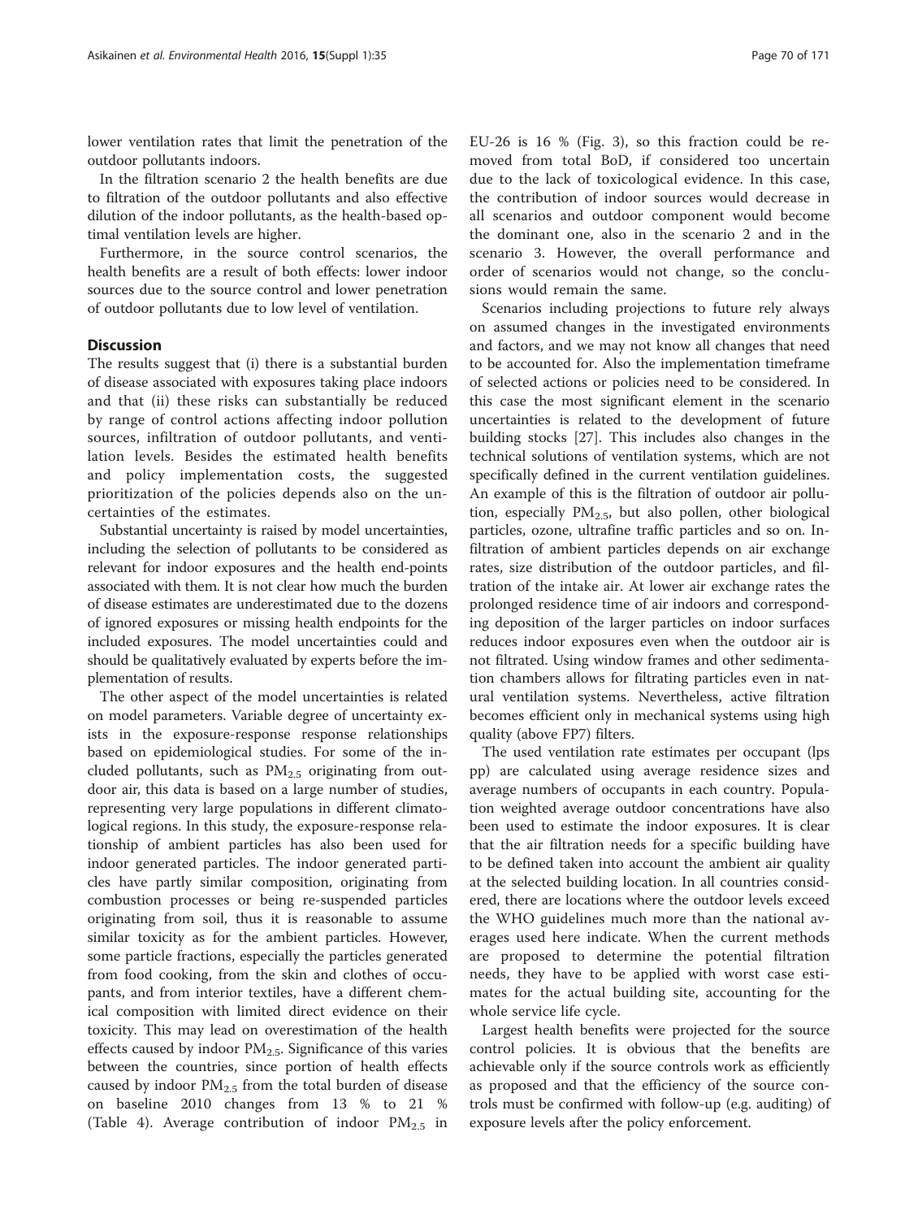lower ventilation rates that limit the penetration of the outdoor pollutants indoors.

In the filtration scenario 2 the health benefits are due to filtration of the outdoor pollutants and also effective dilution of the indoor pollutants, as the health-based optimal ventilation levels are higher.

Furthermore, in the source control scenarios, the health benefits are a result of both effects: lower indoor sources due to the source control and lower penetration of outdoor pollutants due to low level of ventilation.

## Discussion

The results suggest that (i) there is a substantial burden of disease associated with exposures taking place indoors and that (ii) these risks can substantially be reduced by range of control actions affecting indoor pollution sources, infiltration of outdoor pollutants, and ventilation levels. Besides the estimated health benefits and policy implementation costs, the suggested prioritization of the policies depends also on the uncertainties of the estimates.

Substantial uncertainty is raised by model uncertainties, including the selection of pollutants to be considered as relevant for indoor exposures and the health end-points associated with them. It is not clear how much the burden of disease estimates are underestimated due to the dozens of ignored exposures or missing health endpoints for the included exposures. The model uncertainties could and should be qualitatively evaluated by experts before the implementation of results.

The other aspect of the model uncertainties is related on model parameters. Variable degree of uncertainty exists in the exposure-response response relationships based on epidemiological studies. For some of the included pollutants, such as $PM_{2.5}$ originating from outdoor air, this data is based on a large number of studies, representing very large populations in different climatological regions. In this study, the exposure-response relationship of ambient particles has also been used for indoor generated particles. The indoor generated particles have partly similar composition, originating from combustion processes or being re-suspended particles originating from soil, thus it is reasonable to assume similar toxicity as for the ambient particles. However, some particle fractions, especially the particles generated from food cooking, from the skin and clothes of occupants, and from interior textiles, have a different chemical composition with limited direct evidence on their toxicity. This may lead on overestimation of the health effects caused by indoor $PM_{2.5}$. Significance of this varies between the countries, since portion of health effects caused by indoor $PM_{2.5}$ from the total burden of disease on baseline 2010 changes from 13 % to 21 % (Table 4). Average contribution of indoor $PM_{2.5}$ in EU-26 is 16 % (Fig. 3), so this fraction could be removed from total BoD, if considered too uncertain due to the lack of toxicological evidence. In this case, the contribution of indoor sources would decrease in all scenarios and outdoor component would become the dominant one, also in the scenario 2 and in the scenario 3. However, the overall performance and order of scenarios would not change, so the conclusions would remain the same.

Scenarios including projections to future rely always on assumed changes in the investigated environments and factors, and we may not know all changes that need to be accounted for. Also the implementation timeframe of selected actions or policies need to be considered. In this case the most significant element in the scenario uncertainties is related to the development of future building stocks [27]. This includes also changes in the technical solutions of ventilation systems, which are not specifically defined in the current ventilation guidelines. An example of this is the filtration of outdoor air pollution, especially $PM_{2.5}$, but also pollen, other biological particles, ozone, ultrafine traffic particles and so on. Infiltration of ambient particles depends on air exchange rates, size distribution of the outdoor particles, and filtration of the intake air. At lower air exchange rates the prolonged residence time of air indoors and corresponding deposition of the larger particles on indoor surfaces reduces indoor exposures even when the outdoor air is not filtrated. Using window frames and other sedimentation chambers allows for filtrating particles even in natural ventilation systems. Nevertheless, active filtration becomes efficient only in mechanical systems using high quality (above FP7) filters.

The used ventilation rate estimates per occupant (lps pp) are calculated using average residence sizes and average numbers of occupants in each country. Population weighted average outdoor concentrations have also been used to estimate the indoor exposures. It is clear that the air filtration needs for a specific building have to be defined taken into account the ambient air quality at the selected building location. In all countries considered, there are locations where the outdoor levels exceed the WHO guidelines much more than the national averages used here indicate. When the current methods are proposed to determine the potential filtration needs, they have to be applied with worst case estimates for the actual building site, accounting for the whole service life cycle.

Largest health benefits were projected for the source control policies. It is obvious that the benefits are achievable only if the source controls work as efficiently as proposed and that the efficiency of the source controls must be confirmed with follow-up (e.g. auditing) of exposure levels after the policy enforcement.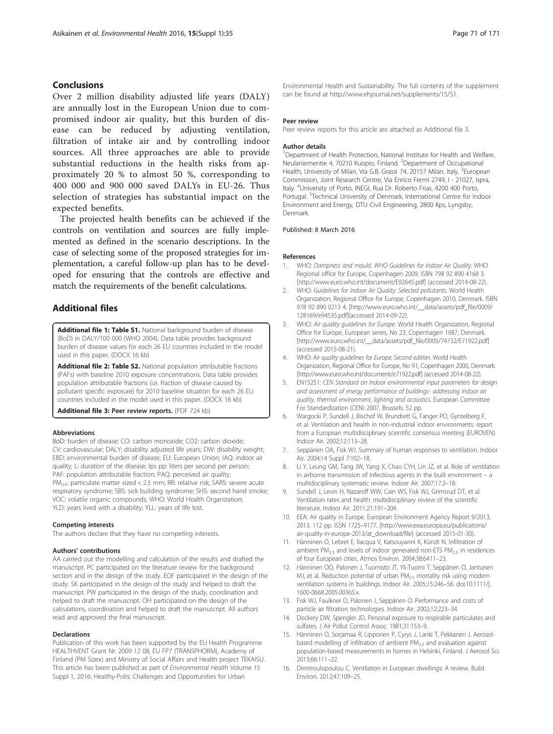## Conclusions

Over 2 million disability adjusted life years (DALY) are annually lost in the European Union due to compromised indoor air quality, but this burden of disease can be reduced by adjusting ventilation, filtration of intake air and by controlling indoor sources. All three approaches are able to provide substantial reductions in the health risks from approximately 20 % to almost 50 %, corresponding to 400 000 and 900 000 saved DALYs in EU-26. Thus selection of strategies has substantial impact on the expected benefits.

The projected health benefits can be achieved if the controls on ventilation and sources are fully implemented as defined in the scenario descriptions. In the case of selecting some of the proposed strategies for implementation, a careful follow-up plan has to be developed for ensuring that the controls are effective and match the requirements of the benefit calculations.

## Additional files

**Additional file 1: Table S1.** National background burden of disease (BoD) in DALY/100 000 (WHO 2004). Data table provides background burden of disease values for each 26 EU countries included in the model used in this paper. (DOCX 16 kb)

**Additional file 2: Table S2.** National population attributable fractions (PAFs) with baseline 2010 exposure concentrations. Data table provides population attributable fractions (i.e. fraction of disease caused by pollutant specific exposure) for 2010 baseline situation for each 26 EU countries included in the model used in this paper. (DOCX 16 kb)

**Additional file 3: Peer review reports.** (PDF 724 kb)

#### Abbreviations

BoD: burden of disease; CO: carbon monoxide; CO2: carbon dioxide; CV: cardiovascular; DALY: disability adjusted life years; DW: disability weight; EBD: environmental burden of disease; EU: European Union; IAQ: indoor air quality; L: duration of the disease; lps pp: liters per second per person; PAF: population attributable fraction; PAQ: perceived air quality; $PM_{2.5}$: particulate matter sized < 2.5 mm; RR: relative risk; SARS: severe acute respiratory syndrome; SBS: sick building syndrome; SHS: second hand smoke; VOC: volatile organic compounds; WHO: World Health Organization; YLD: years lived with a disability; YLL: years of life lost.

#### Competing interests

The authors declare that they have no competing interests.

#### Authors' contributions

AA carried out the modelling and calculation of the results and drafted the manuscript. PC participated on the literature review for the background section and in the design of the study. EOF participated in the design of the study. SK participated in the design of the study and helped to draft the manuscript. PW participated in the design of the study, coordination and helped to draft the manuscript. OH participated on the design of the calculations, coordination and helped to draft the manuscript. All authors read and approved the final manuscript.

#### Declarations

Publication of this work has been supported by the EU Health Programme HEALTHVENT Grant Nr. 2009 12 08, EU FP7 (TRANSPHORM), Academy of Finland (PM Sizex) and Ministry of Social Affairs and Health project TEKAISU. This article has been published as part of *Environmental Health* Volume 15 Suppl 1, 2016: Healthy-Polis: Challenges and Opportunities for Urban Environmental Health and Sustainability. The full contents of the supplement can be found at http://www.ehjournal.net/supplements/15/S1.

#### Peer review

Peer review reports for this article are attached as Additional file 3.

#### Author details

[1]Department of Health Protection, National Institute for Health and Welfare, Neulaniementie 4, 70210 Kuopio, Finland. [2]Department of Occupational Health, University of Milan, Via G.B. Grassi 74, 20157 Milan, Italy. [3]European Commission, Joint Research Centre, Via Enrico Fermi 2749, I - 21027, Ispra, Italy. [4]University of Porto, INEGI, Rua Dr. Roberto Frias, 4200 400 Porto, Portugal. [5]Technical University of Denmark, International Centre for Indoor Environment and Energy, DTU Civil Engineering, 2800 Kps, Lyngsby, Denmark.

Published: 8 March 2016

#### References

1. WHO: *Dampness and mould. WHO Guidelines for Indoor Air Quality*. WHO Regional office for Europe, Copenhagen 2009, ISBN 798 92 890 4168 3. [http://www.euro.who.int/document/E92645.pdf] (accessed 2014-08-22).
2. WHO: *Guidelines for Indoor Air Quality: Selected pollutants*. World Health Organization, Regional Office for Europe, Copenhagen 2010, Denmark. ISBN 978 92 890 0213 4. [http://www.euro.who.int/__data/assets/pdf_file/0009/128169/e94535.pdf](accessed 2014-09-22).
3. WHO: *Air quality guidelines for Europe*. World Health Organization, Regional Office for Europe, European series, No 23, Copenhagen 1987, Denmark. [http://www.euro.who.int/__data/assets/pdf_file/0005/74732/E71922.pdf] (accessed 2015-08-21).
4. WHO: *Air quality guidelines for Europe; Second edition*. World Health Organization, Regional Office for Europe, No 91, Copenhagen 2000, Denmark. [http://www.euro.who.int/document/e71922.pdf] (accessed 2014-08-22).
5. EN15251: *CEN Standard on Indoor environmental input parameters for design and assessment of energy performance of buildings- addressing indoor air quality, thermal environment, lighting and acoustics*. European Committee For Standardization (CEN) 2007, Brussels. 52 pp.
6. Wargocki P, Sundell J, Bischof W, Brundrett G, Fanger PO, Gyntelberg F, et al. Ventilation and health in non-industrial indoor environments: report from a European multidisciplinary scientific consensus meeting (EUROVEN). Indoor Air. 2002;12:113–28.
7. Seppänen OA, Fisk WJ. Summary of human responses to ventilation. Indoor Air. 2004;14 Suppl 7:102–18.
8. Li Y, Leung GM, Tang JW, Yang X, Chao CYH, Lin JZ, et al. Role of ventilation in airborne transmission of infectious agents in the built environment – a multidisciplinary systematic review. Indoor Air. 2007;17:2–18.
9. Sundell J, Levin H, Nazaroff WW, Cain WS, Fisk WJ, Grimsrud DT, et al. Ventilation rates and health: multidisciplinary review of the scientific literature. Indoor Air. 2011;21:191–204.
10. EEA: Air quality in Europe. European Environment Agency Report 9/2013, 2013, 112 pp. ISSN 1725–9177. [http://www.eea.europa.eu/publications/air-quality-in-europe-2013/at_download/file] (accessed 2015-01-30).
11. Hänninen O, Lebret E, Ilacqua V, Katsouyanni K, Künzli N. Infiltration of ambient $PM_{2.5}$ and levels of indoor generated non-ETS $PM_{2.5}$ in residences of four European cities. Atmos Environ. 2004;38:6411–23.
12. Hänninen OO, Palonen J, Tuomisto JT, Yli-Tuomi T, Seppänen O, Jantunen MJ, et al. Reduction potential of urban $PM_{2.5}$ mortality risk using modern ventilation systems in buildings. Indoor Air. 2005;15:246–56. doi:10.1111/j.1600-0668.2005.00365.x.
13. Fisk WJ, Faulkner D, Palonen J, Seppänen O. Performance and costs of particle air filtration technologies. Indoor Air. 2002;12:223–34.
14. Dockery DW, Spengler JD. Personal exposure to respirable particulates and sulfates. J Air Pollut Control Assoc. 1981;31:153–9.
15. Hänninen O, Sorjamaa R, Lipponen P, Cyrys J, Lanki T, Pekkanen J. Aerosol-based modelling of infiltration of ambient $PM_{2.5}$ and evaluation against population-based measurements in homes in Helsinki, Finland. J Aerosol Sci. 2013;66:111–22.
16. Dimitroulopoulou C. Ventilation in European dwellings: A review. Build Environ. 2012;47:109–25.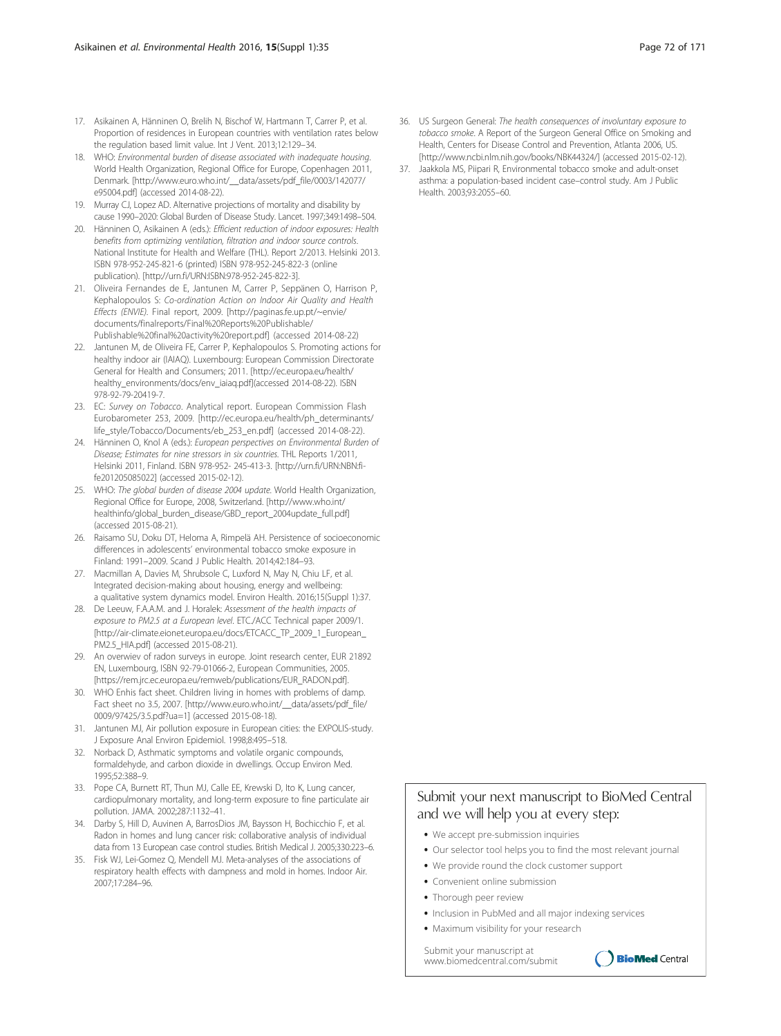17. Asikainen A, Hänninen O, Brelih N, Bischof W, Hartmann T, Carrer P, et al. Proportion of residences in European countries with ventilation rates below the regulation based limit value. Int J Vent. 2013;12:129–34.
18. WHO: *Environmental burden of disease associated with inadequate housing*. World Health Organization, Regional Office for Europe, Copenhagen 2011, Denmark. [http://www.euro.who.int/__data/assets/pdf_file/0003/142077/e95004.pdf] (accessed 2014-08-22).
19. Murray CJ, Lopez AD. Alternative projections of mortality and disability by cause 1990–2020: Global Burden of Disease Study. Lancet. 1997;349:1498–504.
20. Hänninen O, Asikainen A (eds.): *Efficient reduction of indoor exposures: Health benefits from optimizing ventilation, filtration and indoor source controls*. National Institute for Health and Welfare (THL). Report 2/2013. Helsinki 2013. ISBN 978-952-245-821-6 (printed) ISBN 978-952-245-822-3 (online publication). [http://urn.fi/URN:ISBN:978-952-245-822-3].
21. Oliveira Fernandes de E, Jantunen M, Carrer P, Seppänen O, Harrison P, Kephalopoulos S: *Co-ordination Action on Indoor Air Quality and Health Effects (ENVIE)*. Final report, 2009. [http://paginas.fe.up.pt/~envie/documents/finalreports/Final%20Reports%20Publishable/Publishable%20final%20activity%20report.pdf] (accessed 2014-08-22)
22. Jantunen M, de Oliveira FE, Carrer P, Kephalopoulos S. Promoting actions for healthy indoor air (IAIAQ). Luxembourg: European Commission Directorate General for Health and Consumers; 2011. [http://ec.europa.eu/health/healthy_environments/docs/env_iaiaq.pdf](accessed 2014-08-22). ISBN 978-92-79-20419-7.
23. EC: *Survey on Tobacco*. Analytical report. European Commission Flash Eurobarometer 253, 2009. [http://ec.europa.eu/health/ph_determinants/life_style/Tobacco/Documents/eb_253_en.pdf] (accessed 2014-08-22).
24. Hänninen O, Knol A (eds.): *European perspectives on Environmental Burden of Disease; Estimates for nine stressors in six countries*. THL Reports 1/2011, Helsinki 2011, Finland. ISBN 978-952- 245-413-3. [http://urn.fi/URN:NBN:fi-fe201205085022] (accessed 2015-02-12).
25. WHO: *The global burden of disease 2004 update*. World Health Organization, Regional Office for Europe, 2008, Switzerland. [http://www.who.int/healthinfo/global_burden_disease/GBD_report_2004update_full.pdf] (accessed 2015-08-21).
26. Raisamo SU, Doku DT, Heloma A, Rimpelä AH. Persistence of socioeconomic differences in adolescents' environmental tobacco smoke exposure in Finland: 1991–2009. Scand J Public Health. 2014;42:184–93.
27. Macmillan A, Davies M, Shrubsole C, Luxford N, May N, Chiu LF, et al. Integrated decision-making about housing, energy and wellbeing: a qualitative system dynamics model. Environ Health. 2016;15(Suppl 1):37.
28. De Leeuw, F.A.A.M. and J. Horalek: *Assessment of the health impacts of exposure to PM2.5 at a European level*. ETC./ACC Technical paper 2009/1. [http://air-climate.eionet.europa.eu/docs/ETCACC_TP_2009_1_European_PM2.5_HIA.pdf] (accessed 2015-08-21).
29. An overwiev of radon surveys in europe. Joint research center, EUR 21892 EN, Luxembourg, ISBN 92-79-01066-2, European Communities, 2005. [https://rem.jrc.ec.europa.eu/remweb/publications/EUR_RADON.pdf].
30. WHO Enhis fact sheet. Children living in homes with problems of damp. Fact sheet no 3.5, 2007. [http://www.euro.who.int/__data/assets/pdf_file/0009/97425/3.5.pdf?ua=1] (accessed 2015-08-18).
31. Jantunen MJ, Air pollution exposure in European cities: the EXPOLIS-study. J Exposure Anal Environ Epidemiol. 1998;8:495–518.
32. Norback D, Asthmatic symptoms and volatile organic compounds, formaldehyde, and carbon dioxide in dwellings. Occup Environ Med. 1995;52:388–9.
33. Pope CA, Burnett RT, Thun MJ, Calle EE, Krewski D, Ito K, Lung cancer, cardiopulmonary mortality, and long-term exposure to fine particulate air pollution. JAMA. 2002;287:1132–41.
34. Darby S, Hill D, Auvinen A, BarrosDios JM, Baysson H, Bochicchio F, et al. Radon in homes and lung cancer risk: collaborative analysis of individual data from 13 European case control studies. British Medical J. 2005;330:223–6.
35. Fisk WJ, Lei-Gomez Q, Mendell MJ. Meta-analyses of the associations of respiratory health effects with dampness and mold in homes. Indoor Air. 2007;17:284–96.
36. US Surgeon General: *The health consequences of involuntary exposure to tobacco smoke*. A Report of the Surgeon General Office on Smoking and Health, Centers for Disease Control and Prevention, Atlanta 2006, US. [http://www.ncbi.nlm.nih.gov/books/NBK44324/] (accessed 2015-02-12).
37. Jaakkola MS, Piipari R, Environmental tobacco smoke and adult-onset asthma: a population-based incident case–control study. Am J Public Health. 2003;93:2055–60.

Submit your next manuscript to BioMed Central and we will help you at every step:

- We accept pre-submission inquiries
- Our selector tool helps you to find the most relevant journal
- We provide round the clock customer support
- Convenient online submission
- Thorough peer review
- Inclusion in PubMed and all major indexing services
- Maximum visibility for your research

Submit your manuscript at
www.biomedcentral.com/submit

BioMed Central